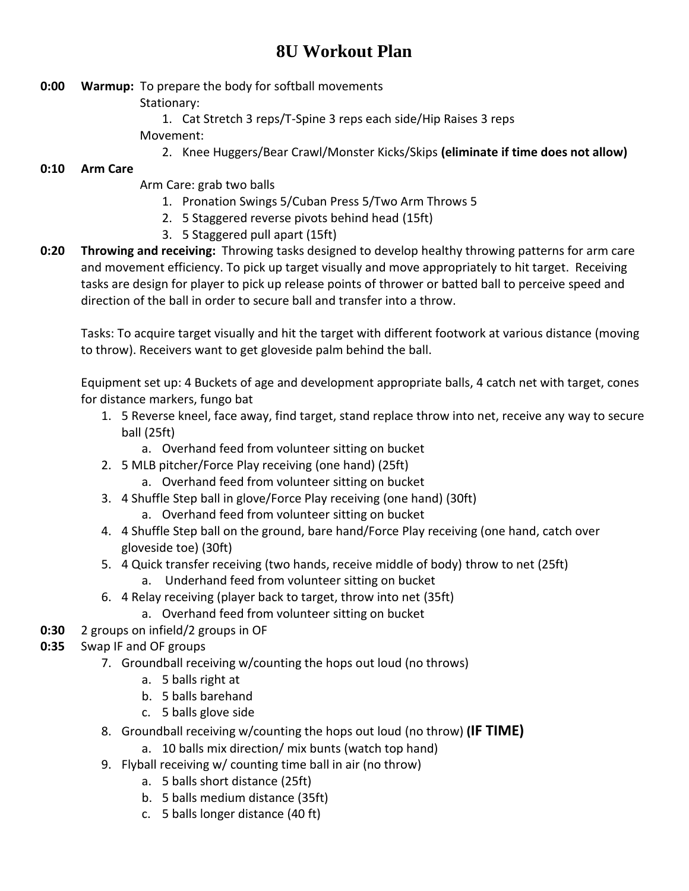# 8U Workout Plan

**0:00** **Warmup:** To prepare the body for softball movements

Stationary:

1. Cat Stretch 3 reps/T-Spine 3 reps each side/Hip Raises 3 reps

Movement:

2. Knee Huggers/Bear Crawl/Monster Kicks/Skips **(eliminate if time does not allow)**

**0:10** **Arm Care**

Arm Care: grab two balls

1. Pronation Swings 5/Cuban Press 5/Two Arm Throws 5
2. 5 Staggered reverse pivots behind head (15ft)
3. 5 Staggered pull apart (15ft)

**0:20** **Throwing and receiving:** Throwing tasks designed to develop healthy throwing patterns for arm care and movement efficiency. To pick up target visually and move appropriately to hit target. Receiving tasks are design for player to pick up release points of thrower or batted ball to perceive speed and direction of the ball in order to secure ball and transfer into a throw.

Tasks: To acquire target visually and hit the target with different footwork at various distance (moving to throw). Receivers want to get gloveside palm behind the ball.

Equipment set up: 4 Buckets of age and development appropriate balls, 4 catch net with target, cones for distance markers, fungo bat

1. 5 Reverse kneel, face away, find target, stand replace throw into net, receive any way to secure ball (25ft)
   a. Overhand feed from volunteer sitting on bucket
2. 5 MLB pitcher/Force Play receiving (one hand) (25ft)
   a. Overhand feed from volunteer sitting on bucket
3. 4 Shuffle Step ball in glove/Force Play receiving (one hand) (30ft)
   a. Overhand feed from volunteer sitting on bucket
4. 4 Shuffle Step ball on the ground, bare hand/Force Play receiving (one hand, catch over gloveside toe) (30ft)
5. 4 Quick transfer receiving (two hands, receive middle of body) throw to net (25ft)
   a. Underhand feed from volunteer sitting on bucket
6. 4 Relay receiving (player back to target, throw into net (35ft)
   a. Overhand feed from volunteer sitting on bucket

**0:30** 2 groups on infield/2 groups in OF

**0:35** Swap IF and OF groups

7. Groundball receiving w/counting the hops out loud (no throws)
   a. 5 balls right at
   b. 5 balls barehand
   c. 5 balls glove side
8. Groundball receiving w/counting the hops out loud (no throw) **(IF TIME)**
   a. 10 balls mix direction/ mix bunts (watch top hand)
9. Flyball receiving w/ counting time ball in air (no throw)
   a. 5 balls short distance (25ft)
   b. 5 balls medium distance (35ft)
   c. 5 balls longer distance (40 ft)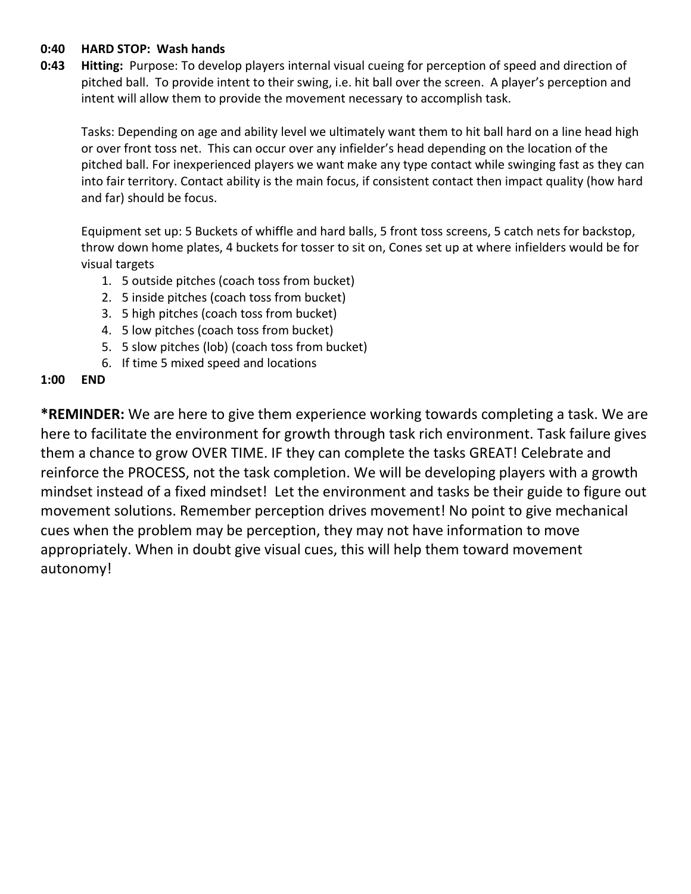**0:40 HARD STOP: Wash hands**

**0:43 Hitting:** Purpose: To develop players internal visual cueing for perception of speed and direction of pitched ball. To provide intent to their swing, i.e. hit ball over the screen. A player's perception and intent will allow them to provide the movement necessary to accomplish task.

Tasks: Depending on age and ability level we ultimately want them to hit ball hard on a line head high or over front toss net. This can occur over any infielder's head depending on the location of the pitched ball. For inexperienced players we want make any type contact while swinging fast as they can into fair territory. Contact ability is the main focus, if consistent contact then impact quality (how hard and far) should be focus.

Equipment set up: 5 Buckets of whiffle and hard balls, 5 front toss screens, 5 catch nets for backstop, throw down home plates, 4 buckets for tosser to sit on, Cones set up at where infielders would be for visual targets

1. 5 outside pitches (coach toss from bucket)
2. 5 inside pitches (coach toss from bucket)
3. 5 high pitches (coach toss from bucket)
4. 5 low pitches (coach toss from bucket)
5. 5 slow pitches (lob) (coach toss from bucket)
6. If time 5 mixed speed and locations

**1:00 END**

***REMINDER:** We are here to give them experience working towards completing a task. We are here to facilitate the environment for growth through task rich environment. Task failure gives them a chance to grow OVER TIME. IF they can complete the tasks GREAT! Celebrate and reinforce the PROCESS, not the task completion. We will be developing players with a growth mindset instead of a fixed mindset! Let the environment and tasks be their guide to figure out movement solutions. Remember perception drives movement! No point to give mechanical cues when the problem may be perception, they may not have information to move appropriately. When in doubt give visual cues, this will help them toward movement autonomy!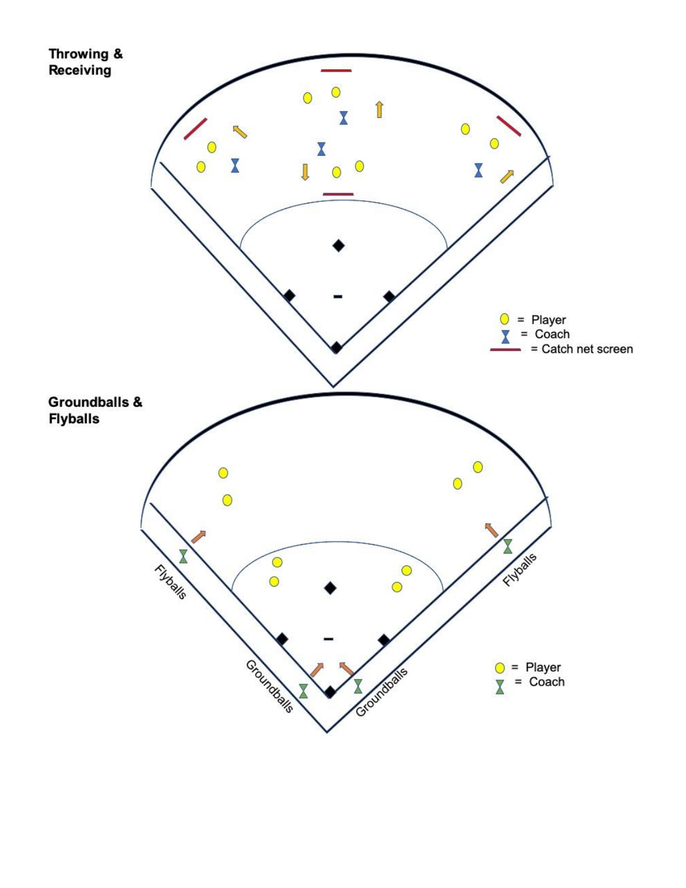## Throwing & Receiving

○ = Player
⧗ = Coach
— = Catch net screen

## Groundballs & Flyballs

Flyballs

Groundballs

Groundballs

Flyballs

○ = Player
⧗ = Coach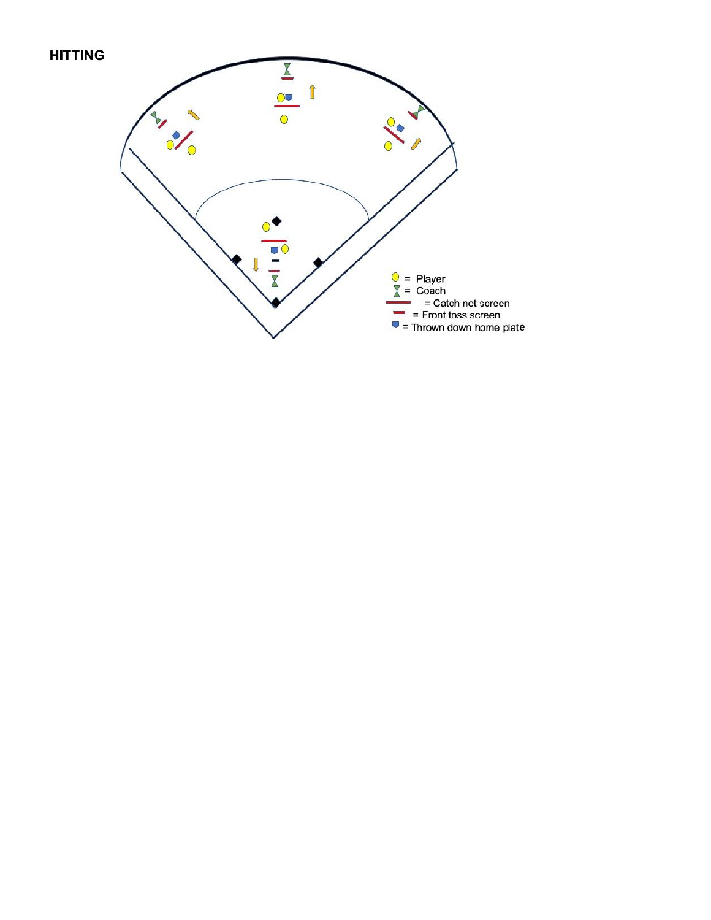## HITTING

= Player
= Coach
= Catch net screen
= Front toss screen
= Thrown down home plate